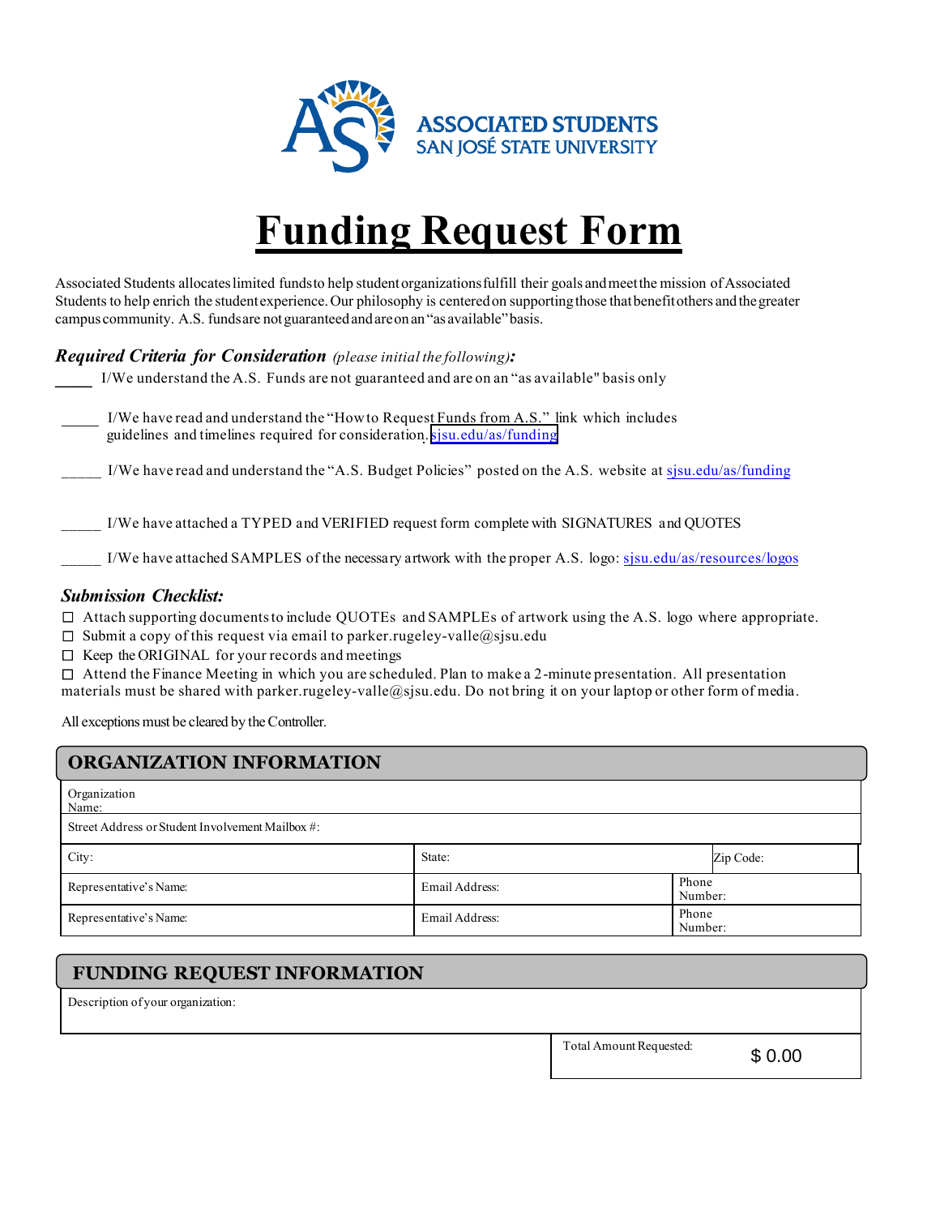ASSOCIATED STUDENTS
SAN JOSÉ STATE UNIVERSITY

# Funding Request Form

Associated Students allocates limited funds to help student organizations fulfill their goals and meet the mission of Associated Students to help enrich the student experience. Our philosophy is centered on supporting those that benefit others and the greater campus community. A.S. funds are not guaranteed and are on an "as available" basis.

***Required Criteria for Consideration*** *(please initial the following)*:

_____ I/We understand the A.S. Funds are not guaranteed and are on an "as available" basis only

_____ I/We have read and understand the "How to Request Funds from A.S." link which includes guidelines and timelines required for consideration. sjsu.edu/as/funding

_____ I/We have read and understand the "A.S. Budget Policies" posted on the A.S. website at sjsu.edu/as/funding

_____ I/We have attached a TYPED and VERIFIED request form complete with SIGNATURES and QUOTES

_____ I/We have attached SAMPLES of the necessary artwork with the proper A.S. logo: sjsu.edu/as/resources/logos

***Submission Checklist:***

☐ Attach supporting documents to include QUOTEs and SAMPLEs of artwork using the A.S. logo where appropriate.

☐ Submit a copy of this request via email to parker.rugeley-valle@sjsu.edu

☐ Keep the ORIGINAL for your records and meetings

☐ Attend the Finance Meeting in which you are scheduled. Plan to make a 2-minute presentation. All presentation materials must be shared with parker.rugeley-valle@sjsu.edu. Do not bring it on your laptop or other form of media.

All exceptions must be cleared by the Controller.

## ORGANIZATION INFORMATION

| Organization Name: | | |
|---|---|---|
| Street Address or Student Involvement Mailbox #: | | |
| City: | State: | Zip Code: |
| Representative's Name: | Email Address: | Phone Number: |
| Representative's Name: | Email Address: | Phone Number: |

## FUNDING REQUEST INFORMATION

| Description of your organization: | |
|---|---|
| | Total Amount Requested: $ 0.00 |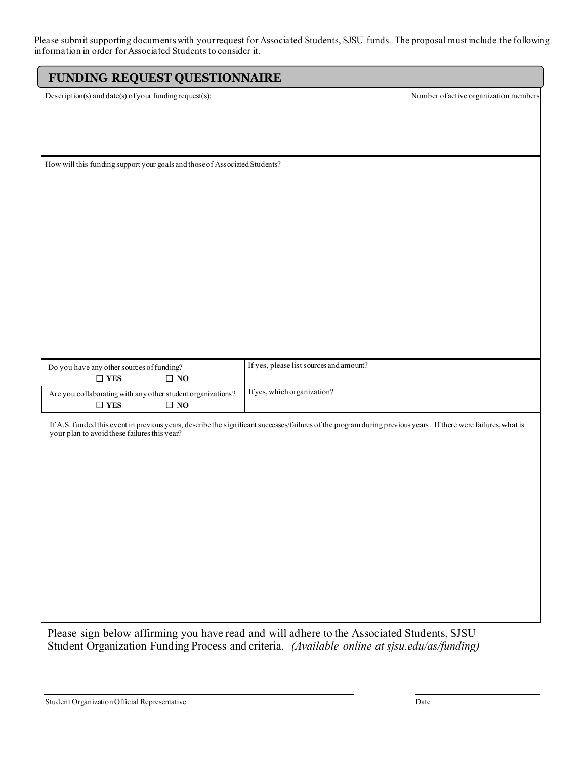Please submit supporting documents with your request for Associated Students, SJSU funds. The proposal must include the following information in order for Associated Students to consider it.

## FUNDING REQUEST QUESTIONNAIRE

| Description(s) and date(s) of your funding request(s): | Number of active organization members: |
| --- | --- |
| | |

How will this funding support your goals and those of Associated Students?

| Do you have any other sources of funding? ☐ YES ☐ NO | If yes, please list sources and amount? |
| --- | --- |
| Are you collaborating with any other student organizations? ☐ YES ☐ NO | If yes, which organization? |

If A.S. funded this event in previous years, describe the significant successes/failures of the program during previous years. If there were failures, what is your plan to avoid these failures this year?

Please sign below affirming you have read and will adhere to the Associated Students, SJSU Student Organization Funding Process and criteria. *(Available online at sjsu.edu/as/funding)*

Student Organization Official Representative ______________________ Date ______________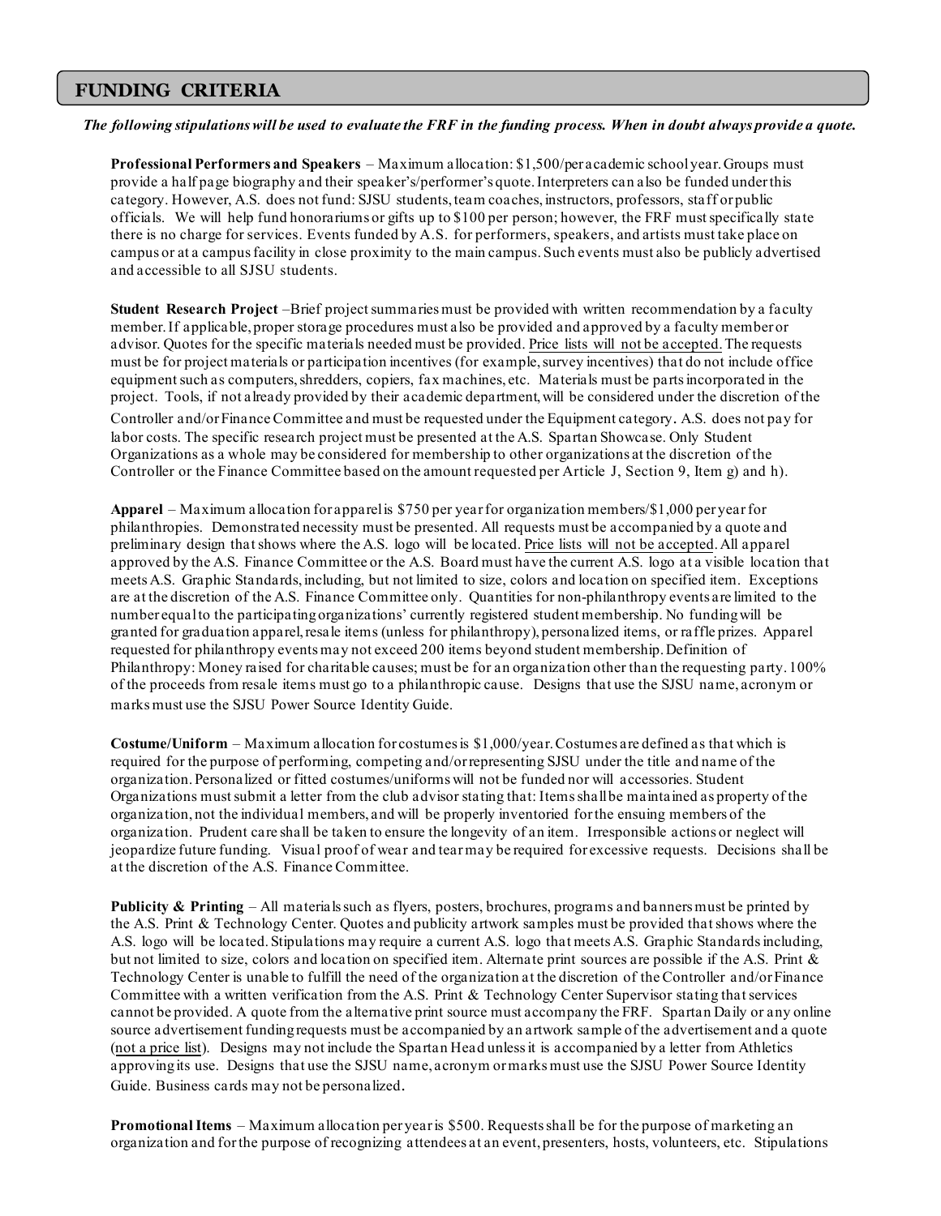## FUNDING CRITERIA

***The following stipulations will be used to evaluate the FRF in the funding process. When in doubt always provide a quote.***

**Professional Performers and Speakers** – Maximum allocation: $1,500/per academic school year. Groups must provide a half page biography and their speaker's/performer's quote. Interpreters can also be funded under this category. However, A.S. does not fund: SJSU students, team coaches, instructors, professors, staff or public officials. We will help fund honorariums or gifts up to $100 per person; however, the FRF must specifically state there is no charge for services. Events funded by A.S. for performers, speakers, and artists must take place on campus or at a campus facility in close proximity to the main campus. Such events must also be publicly advertised and accessible to all SJSU students.

**Student Research Project** –Brief project summaries must be provided with written recommendation by a faculty member. If applicable, proper storage procedures must also be provided and approved by a faculty member or advisor. Quotes for the specific materials needed must be provided. <u>Price lists will not be accepted.</u> The requests must be for project materials or participation incentives (for example, survey incentives) that do not include office equipment such as computers, shredders, copiers, fax machines, etc. Materials must be parts incorporated in the project. Tools, if not already provided by their academic department, will be considered under the discretion of the Controller and/or Finance Committee and must be requested under the Equipment category. A.S. does not pay for labor costs. The specific research project must be presented at the A.S. Spartan Showcase. Only Student Organizations as a whole may be considered for membership to other organizations at the discretion of the Controller or the Finance Committee based on the amount requested per Article J, Section 9, Item g) and h).

**Apparel** – Maximum allocation for apparel is $750 per year for organization members/$1,000 per year for philanthropies. Demonstrated necessity must be presented. All requests must be accompanied by a quote and preliminary design that shows where the A.S. logo will be located. <u>Price lists will not be accepted</u>. All apparel approved by the A.S. Finance Committee or the A.S. Board must have the current A.S. logo at a visible location that meets A.S. Graphic Standards, including, but not limited to size, colors and location on specified item. Exceptions are at the discretion of the A.S. Finance Committee only. Quantities for non-philanthropy events are limited to the number equal to the participating organizations' currently registered student membership. No funding will be granted for graduation apparel, resale items (unless for philanthropy), personalized items, or raffle prizes. Apparel requested for philanthropy events may not exceed 200 items beyond student membership. Definition of Philanthropy: Money raised for charitable causes; must be for an organization other than the requesting party. 100% of the proceeds from resale items must go to a philanthropic cause. Designs that use the SJSU name, acronym or marks must use the SJSU Power Source Identity Guide.

**Costume/Uniform** – Maximum allocation for costumes is $1,000/year. Costumes are defined as that which is required for the purpose of performing, competing and/or representing SJSU under the title and name of the organization. Personalized or fitted costumes/uniforms will not be funded nor will accessories. Student Organizations must submit a letter from the club advisor stating that: Items shall be maintained as property of the organization, not the individual members, and will be properly inventoried for the ensuing members of the organization. Prudent care shall be taken to ensure the longevity of an item. Irresponsible actions or neglect will jeopardize future funding. Visual proof of wear and tear may be required for excessive requests. Decisions shall be at the discretion of the A.S. Finance Committee.

**Publicity & Printing** – All materials such as flyers, posters, brochures, programs and banners must be printed by the A.S. Print & Technology Center. Quotes and publicity artwork samples must be provided that shows where the A.S. logo will be located. Stipulations may require a current A.S. logo that meets A.S. Graphic Standards including, but not limited to size, colors and location on specified item. Alternate print sources are possible if the A.S. Print & Technology Center is unable to fulfill the need of the organization at the discretion of the Controller and/or Finance Committee with a written verification from the A.S. Print & Technology Center Supervisor stating that services cannot be provided. A quote from the alternative print source must accompany the FRF. Spartan Daily or any online source advertisement funding requests must be accompanied by an artwork sample of the advertisement and a quote (<u>not a price list</u>). Designs may not include the Spartan Head unless it is accompanied by a letter from Athletics approving its use. Designs that use the SJSU name, acronym or marks must use the SJSU Power Source Identity Guide. Business cards may not be personalized.

**Promotional Items** – Maximum allocation per year is $500. Requests shall be for the purpose of marketing an organization and for the purpose of recognizing attendees at an event, presenters, hosts, volunteers, etc. Stipulations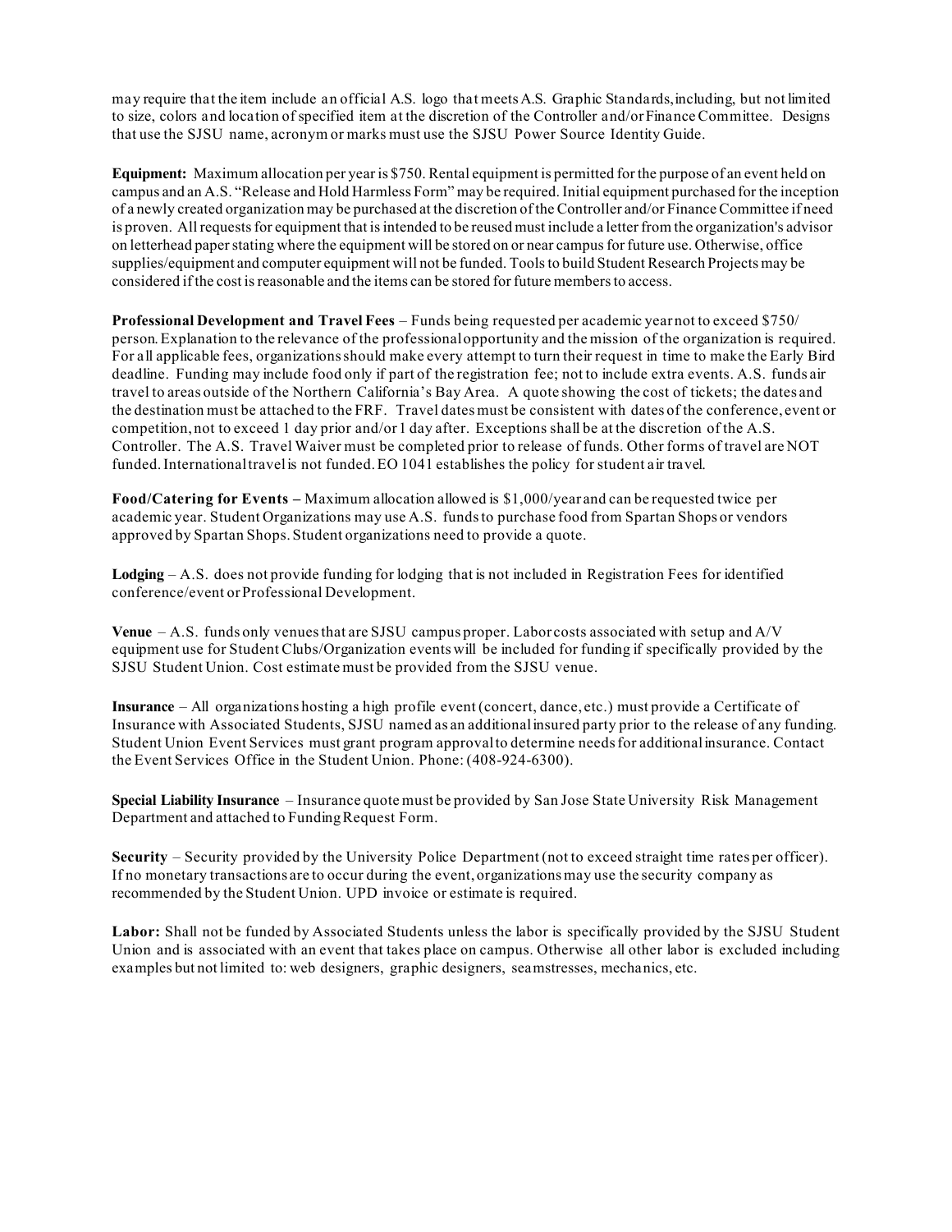may require that the item include an official A.S. logo that meets A.S. Graphic Standards, including, but not limited to size, colors and location of specified item at the discretion of the Controller and/or Finance Committee. Designs that use the SJSU name, acronym or marks must use the SJSU Power Source Identity Guide.

**Equipment:** Maximum allocation per year is $750. Rental equipment is permitted for the purpose of an event held on campus and an A.S. "Release and Hold Harmless Form" may be required. Initial equipment purchased for the inception of a newly created organization may be purchased at the discretion of the Controller and/or Finance Committee if need is proven. All requests for equipment that is intended to be reused must include a letter from the organization's advisor on letterhead paper stating where the equipment will be stored on or near campus for future use. Otherwise, office supplies/equipment and computer equipment will not be funded. Tools to build Student Research Projects may be considered if the cost is reasonable and the items can be stored for future members to access.

**Professional Development and Travel Fees** – Funds being requested per academic year not to exceed $750/ person. Explanation to the relevance of the professional opportunity and the mission of the organization is required. For all applicable fees, organizations should make every attempt to turn their request in time to make the Early Bird deadline. Funding may include food only if part of the registration fee; not to include extra events. A.S. funds air travel to areas outside of the Northern California's Bay Area. A quote showing the cost of tickets; the dates and the destination must be attached to the FRF. Travel dates must be consistent with dates of the conference, event or competition, not to exceed 1 day prior and/or 1 day after. Exceptions shall be at the discretion of the A.S. Controller. The A.S. Travel Waiver must be completed prior to release of funds. Other forms of travel are NOT funded. International travel is not funded. EO 1041 establishes the policy for student air travel.

**Food/Catering for Events –** Maximum allocation allowed is $1,000/year and can be requested twice per academic year. Student Organizations may use A.S. funds to purchase food from Spartan Shops or vendors approved by Spartan Shops. Student organizations need to provide a quote.

**Lodging** – A.S. does not provide funding for lodging that is not included in Registration Fees for identified conference/event or Professional Development.

**Venue** – A.S. funds only venues that are SJSU campus proper. Labor costs associated with setup and A/V equipment use for Student Clubs/Organization events will be included for funding if specifically provided by the SJSU Student Union. Cost estimate must be provided from the SJSU venue.

**Insurance** – All organizations hosting a high profile event (concert, dance, etc.) must provide a Certificate of Insurance with Associated Students, SJSU named as an additional insured party prior to the release of any funding. Student Union Event Services must grant program approval to determine needs for additional insurance. Contact the Event Services Office in the Student Union. Phone: (408-924-6300).

**Special Liability Insurance** – Insurance quote must be provided by San Jose State University Risk Management Department and attached to Funding Request Form.

**Security** – Security provided by the University Police Department (not to exceed straight time rates per officer). If no monetary transactions are to occur during the event, organizations may use the security company as recommended by the Student Union. UPD invoice or estimate is required.

**Labor:** Shall not be funded by Associated Students unless the labor is specifically provided by the SJSU Student Union and is associated with an event that takes place on campus. Otherwise all other labor is excluded including examples but not limited to: web designers, graphic designers, seamstresses, mechanics, etc.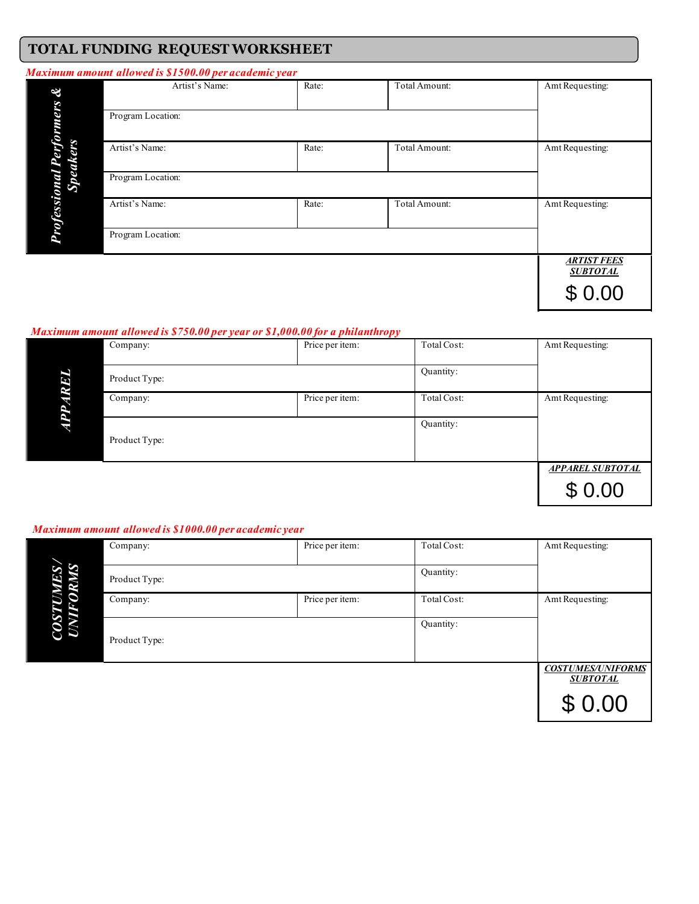# TOTAL FUNDING REQUEST WORKSHEET

***Maximum amount allowed is $1500.00 per academic year***

| ***Professional Performers & Speakers*** | | | | |
|---|---|---|---|---|
| | Artist's Name: | Rate: | Total Amount: | Amt Requesting: |
| | Program Location: | | | |
| | Artist's Name: | Rate: | Total Amount: | Amt Requesting: |
| | Program Location: | | | |
| | Artist's Name: | Rate: | Total Amount: | Amt Requesting: |
| | Program Location: | | | |
| | | | | ***ARTIST FEES SUBTOTAL*** $ 0.00 |

***Maximum amount allowed is $750.00 per year or $1,000.00 for a philanthropy***

| ***APPAREL*** | | | | |
|---|---|---|---|---|
| | Company: | Price per item: | Total Cost: | Amt Requesting: |
| | Product Type: | | Quantity: | |
| | Company: | Price per item: | Total Cost: | Amt Requesting: |
| | Product Type: | | Quantity: | |
| | | | | ***APPAREL SUBTOTAL*** $ 0.00 |

***Maximum amount allowed is $1000.00 per academic year***

| ***COSTUMES/ UNIFORMS*** | | | | |
|---|---|---|---|---|
| | Company: | Price per item: | Total Cost: | Amt Requesting: |
| | Product Type: | | Quantity: | |
| | Company: | Price per item: | Total Cost: | Amt Requesting: |
| | Product Type: | | Quantity: | |
| | | | | ***COSTUMES/UNIFORMS SUBTOTAL*** $ 0.00 |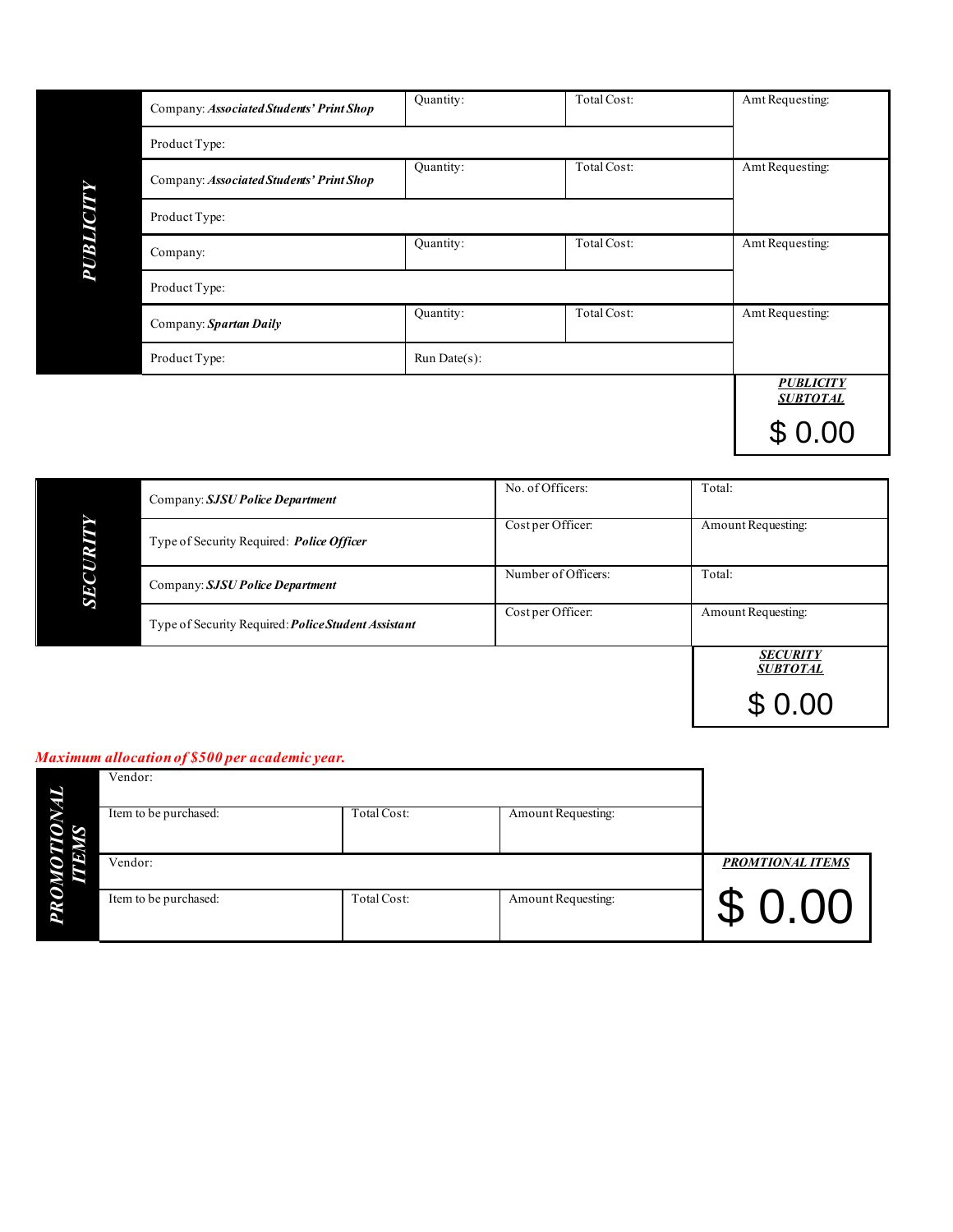## PUBLICITY

| Company | Quantity: | Total Cost: | Amt Requesting: |
|---|---|---|---|
| Company: ***Associated Students' Print Shop*** | Quantity: | Total Cost: | Amt Requesting: |
| Product Type: | | | |
| Company: ***Associated Students' Print Shop*** | Quantity: | Total Cost: | Amt Requesting: |
| Product Type: | | | |
| Company: | Quantity: | Total Cost: | Amt Requesting: |
| Product Type: | | | |
| Company: ***Spartan Daily*** | Quantity: | Total Cost: | Amt Requesting: |
| Product Type: | Run Date(s): | | |

***PUBLICITY SUBTOTAL***

$ 0.00

## SECURITY

| Company / Type | | |
|---|---|---|
| Company: ***SJSU Police Department*** | No. of Officers: | Total: |
| Type of Security Required: ***Police Officer*** | Cost per Officer: | Amount Requesting: |
| Company: ***SJSU Police Department*** | Number of Officers: | Total: |
| Type of Security Required: ***Police Student Assistant*** | Cost per Officer: | Amount Requesting: |

***SECURITY SUBTOTAL***

$ 0.00

***Maximum allocation of $500 per academic year.***

## PROMOTIONAL ITEMS

| Item | Total Cost | Amount Requesting |
|---|---|---|
| Vendor: | | |
| Item to be purchased: | Total Cost: | Amount Requesting: |
| Vendor: | | |
| Item to be purchased: | Total Cost: | Amount Requesting: |

***PROMTIONAL ITEMS***

$ 0.00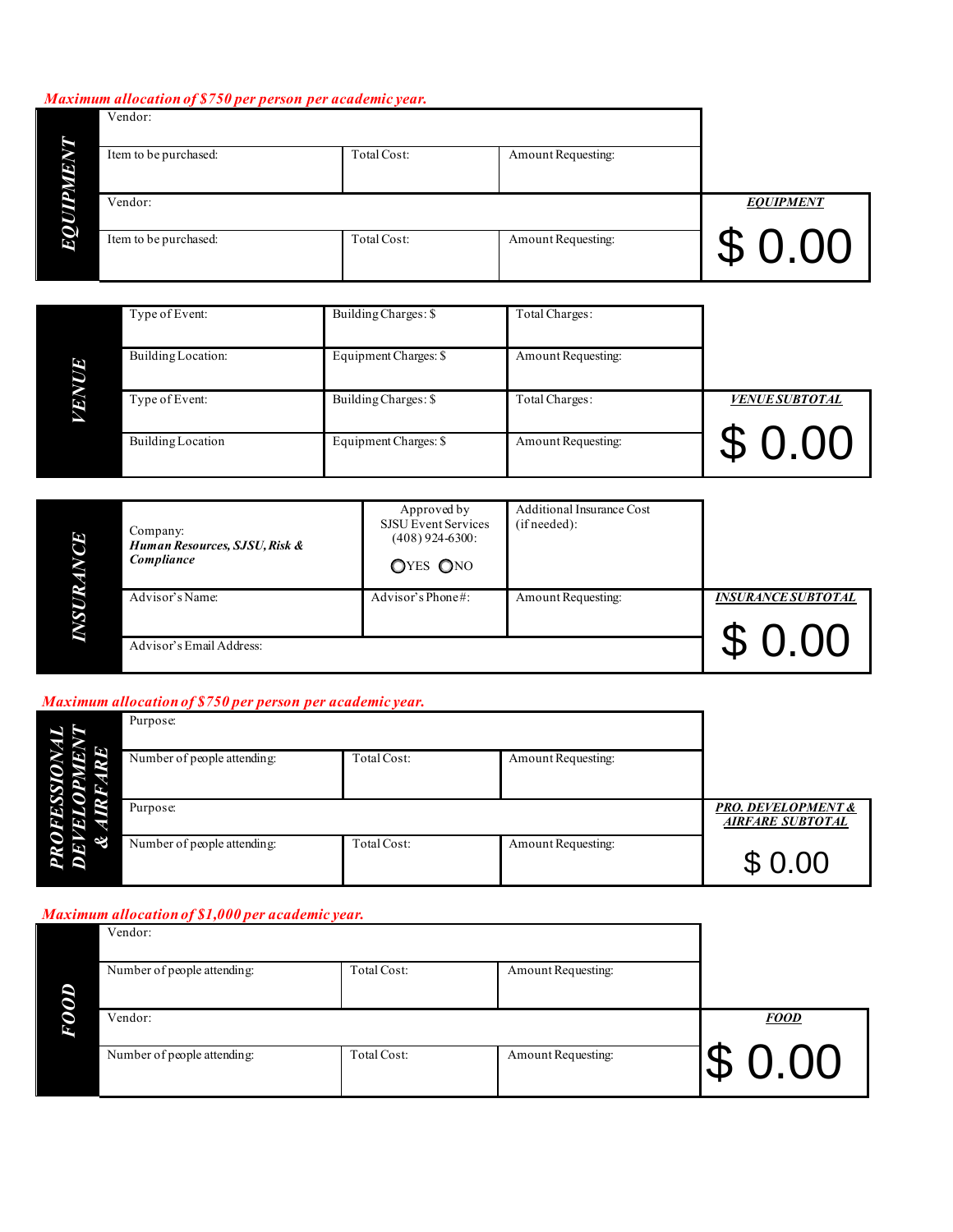*Maximum allocation of $750 per person per academic year.*

| EQUIPMENT | | | |
|---|---|---|---|
| Vendor: | | | |
| Item to be purchased: | Total Cost: | Amount Requesting: | |
| Vendor: | | | **EQUIPMENT** |
| Item to be purchased: | Total Cost: | Amount Requesting: | $ 0.00 |

| VENUE | | | |
|---|---|---|---|
| Type of Event: | Building Charges: $ | Total Charges: | |
| Building Location: | Equipment Charges: $ | Amount Requesting: | |
| Type of Event: | Building Charges: $ | Total Charges: | **VENUE SUBTOTAL** |
| Building Location | Equipment Charges: $ | Amount Requesting: | $ 0.00 |

| INSURANCE | | | |
|---|---|---|---|
| Company: ***Human Resources, SJSU, Risk & Compliance*** | Approved by SJSU Event Services (408) 924-6300: ○YES ○NO | Additional Insurance Cost (if needed): | |
| Advisor's Name: | Advisor's Phone#: | Amount Requesting: | **INSURANCE SUBTOTAL** |
| Advisor's Email Address: | | | $ 0.00 |

*Maximum allocation of $750 per person per academic year.*

| PROFESSIONAL DEVELOPMENT & AIRFARE | | | |
|---|---|---|---|
| Purpose: | | | |
| Number of people attending: | Total Cost: | Amount Requesting: | |
| Purpose: | | | **PRO. DEVELOPMENT & AIRFARE SUBTOTAL** |
| Number of people attending: | Total Cost: | Amount Requesting: | $ 0.00 |

*Maximum allocation of $1,000 per academic year.*

| FOOD | | | |
|---|---|---|---|
| Vendor: | | | |
| Number of people attending: | Total Cost: | Amount Requesting: | |
| Vendor: | | | **FOOD** |
| Number of people attending: | Total Cost: | Amount Requesting: | $ 0.00 |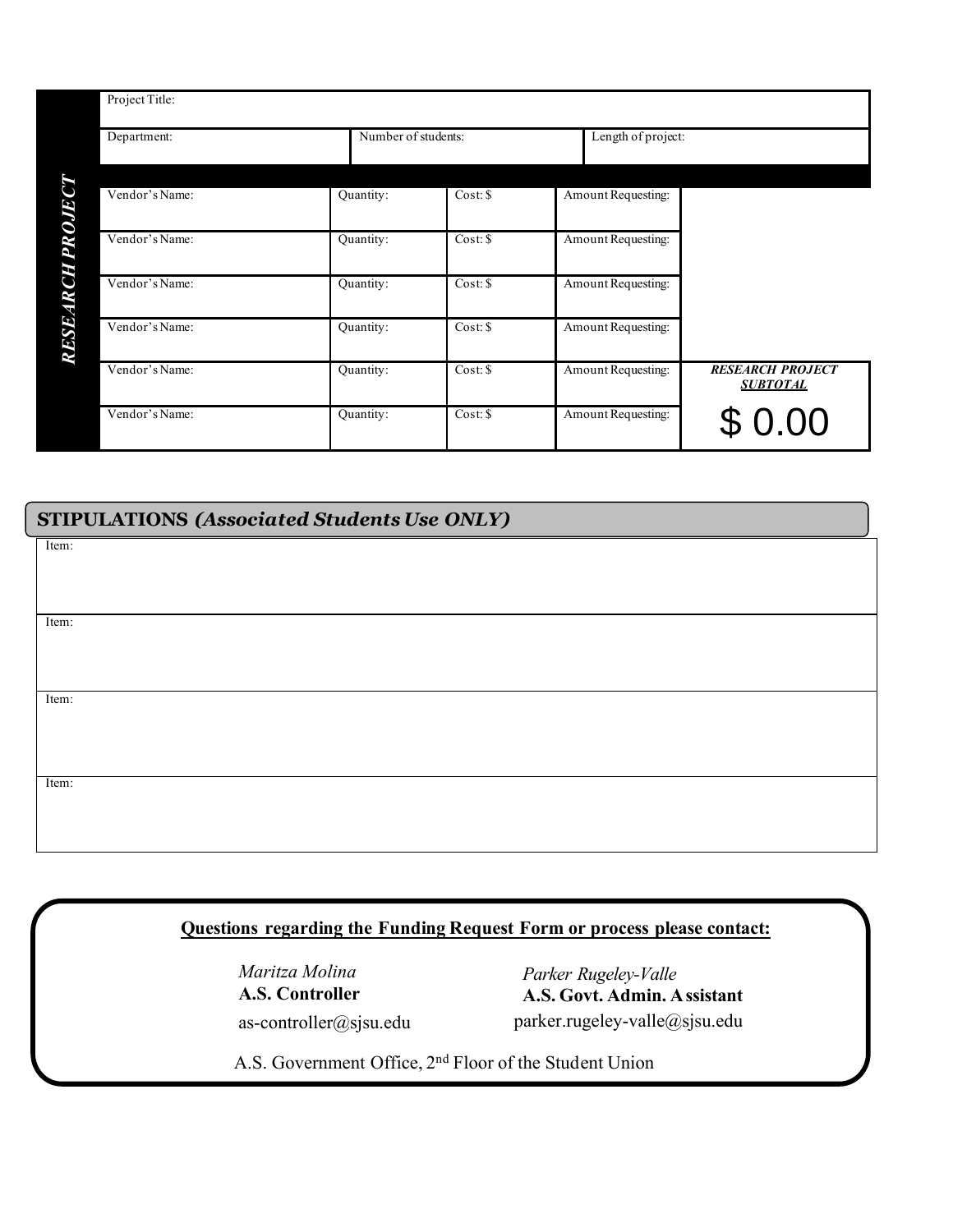**RESEARCH PROJECT**

| | | | | |
|---|---|---|---|---|
| Project Title: | | | | |
| Department: | Number of students: | | Length of project: | |
| Vendor's Name: | Quantity: | Cost: $ | Amount Requesting: | |
| Vendor's Name: | Quantity: | Cost: $ | Amount Requesting: | |
| Vendor's Name: | Quantity: | Cost: $ | Amount Requesting: | |
| Vendor's Name: | Quantity: | Cost: $ | Amount Requesting: | |
| Vendor's Name: | Quantity: | Cost: $ | Amount Requesting: | ***RESEARCH PROJECT <u>SUBTOTAL</u>*** |
| Vendor's Name: | Quantity: | Cost: $ | Amount Requesting: | $ 0.00 |

## STIPULATIONS *(Associated Students Use ONLY)*

Item:

Item:

Item:

Item:

**<u>Questions regarding the Funding Request Form or process please contact:</u>**

*Maritza Molina*
**A.S. Controller**
as-controller@sjsu.edu

*Parker Rugeley-Valle*
**A.S. Govt. Admin. Assistant**
parker.rugeley-valle@sjsu.edu

A.S. Government Office, 2nd Floor of the Student Union